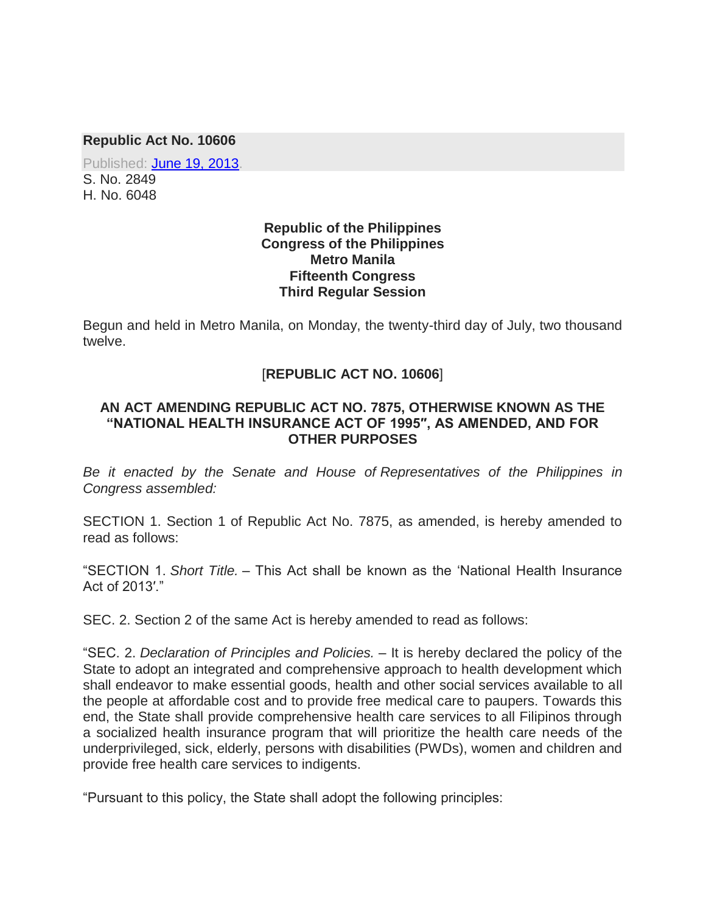**Republic Act No. 10606**

Published: June 19, 2013.

S. No. 2849
H. No. 6048

**Republic of the Philippines**
**Congress of the Philippines**
**Metro Manila**
**Fifteenth Congress**
**Third Regular Session**

Begun and held in Metro Manila, on Monday, the twenty-third day of July, two thousand twelve.

[**REPUBLIC ACT NO. 10606**]

**AN ACT AMENDING REPUBLIC ACT NO. 7875, OTHERWISE KNOWN AS THE "NATIONAL HEALTH INSURANCE ACT OF 1995″, AS AMENDED, AND FOR OTHER PURPOSES**

*Be it enacted by the Senate and House of Representatives of the Philippines in Congress assembled:*

SECTION 1. Section 1 of Republic Act No. 7875, as amended, is hereby amended to read as follows:

"SECTION 1. *Short Title.* – This Act shall be known as the 'National Health Insurance Act of 2013′."

SEC. 2. Section 2 of the same Act is hereby amended to read as follows:

"SEC. 2. *Declaration of Principles and Policies.* – It is hereby declared the policy of the State to adopt an integrated and comprehensive approach to health development which shall endeavor to make essential goods, health and other social services available to all the people at affordable cost and to provide free medical care to paupers. Towards this end, the State shall provide comprehensive health care services to all Filipinos through a socialized health insurance program that will prioritize the health care needs of the underprivileged, sick, elderly, persons with disabilities (PWDs), women and children and provide free health care services to indigents.

"Pursuant to this policy, the State shall adopt the following principles: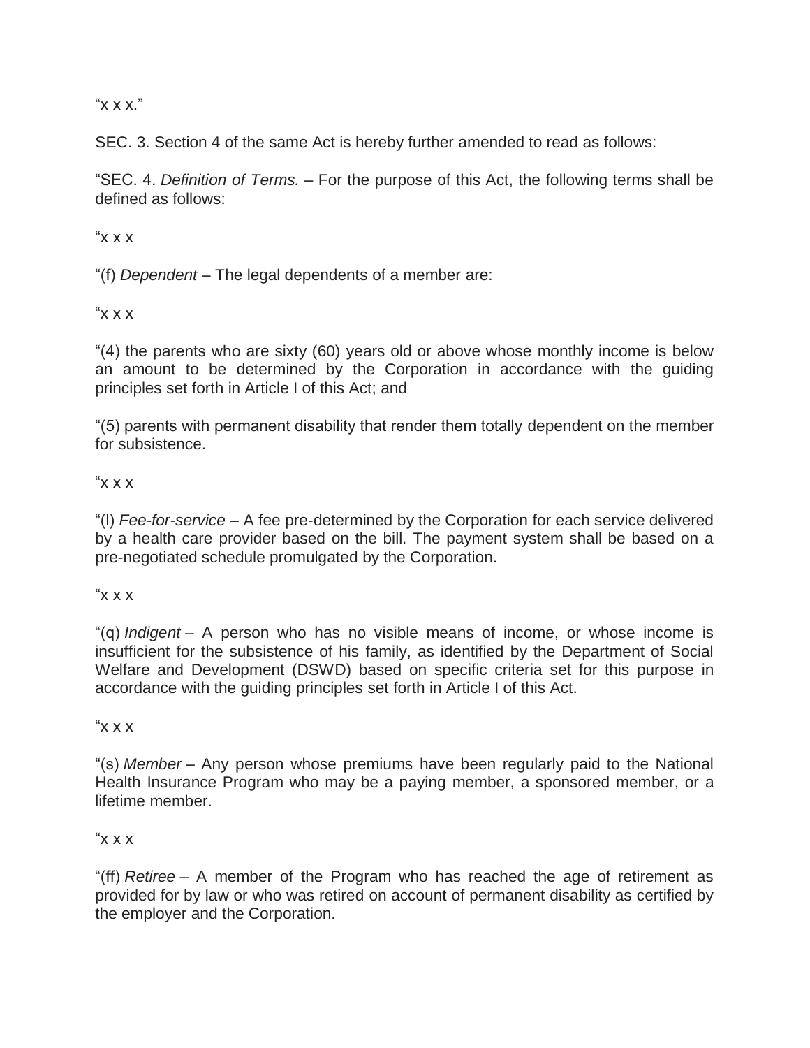"x x x."

SEC. 3. Section 4 of the same Act is hereby further amended to read as follows:

"SEC. 4. *Definition of Terms.* – For the purpose of this Act, the following terms shall be defined as follows:

"x x x

"(f) *Dependent* – The legal dependents of a member are:

"x x x

"(4) the parents who are sixty (60) years old or above whose monthly income is below an amount to be determined by the Corporation in accordance with the guiding principles set forth in Article I of this Act; and

"(5) parents with permanent disability that render them totally dependent on the member for subsistence.

"x x x

"(l) *Fee-for-service* – A fee pre-determined by the Corporation for each service delivered by a health care provider based on the bill. The payment system shall be based on a pre-negotiated schedule promulgated by the Corporation.

"x x x

"(q) *Indigent* – A person who has no visible means of income, or whose income is insufficient for the subsistence of his family, as identified by the Department of Social Welfare and Development (DSWD) based on specific criteria set for this purpose in accordance with the guiding principles set forth in Article I of this Act.

"x x x

"(s) *Member* – Any person whose premiums have been regularly paid to the National Health Insurance Program who may be a paying member, a sponsored member, or a lifetime member.

"x x x

"(ff) *Retiree* – A member of the Program who has reached the age of retirement as provided for by law or who was retired on account of permanent disability as certified by the employer and the Corporation.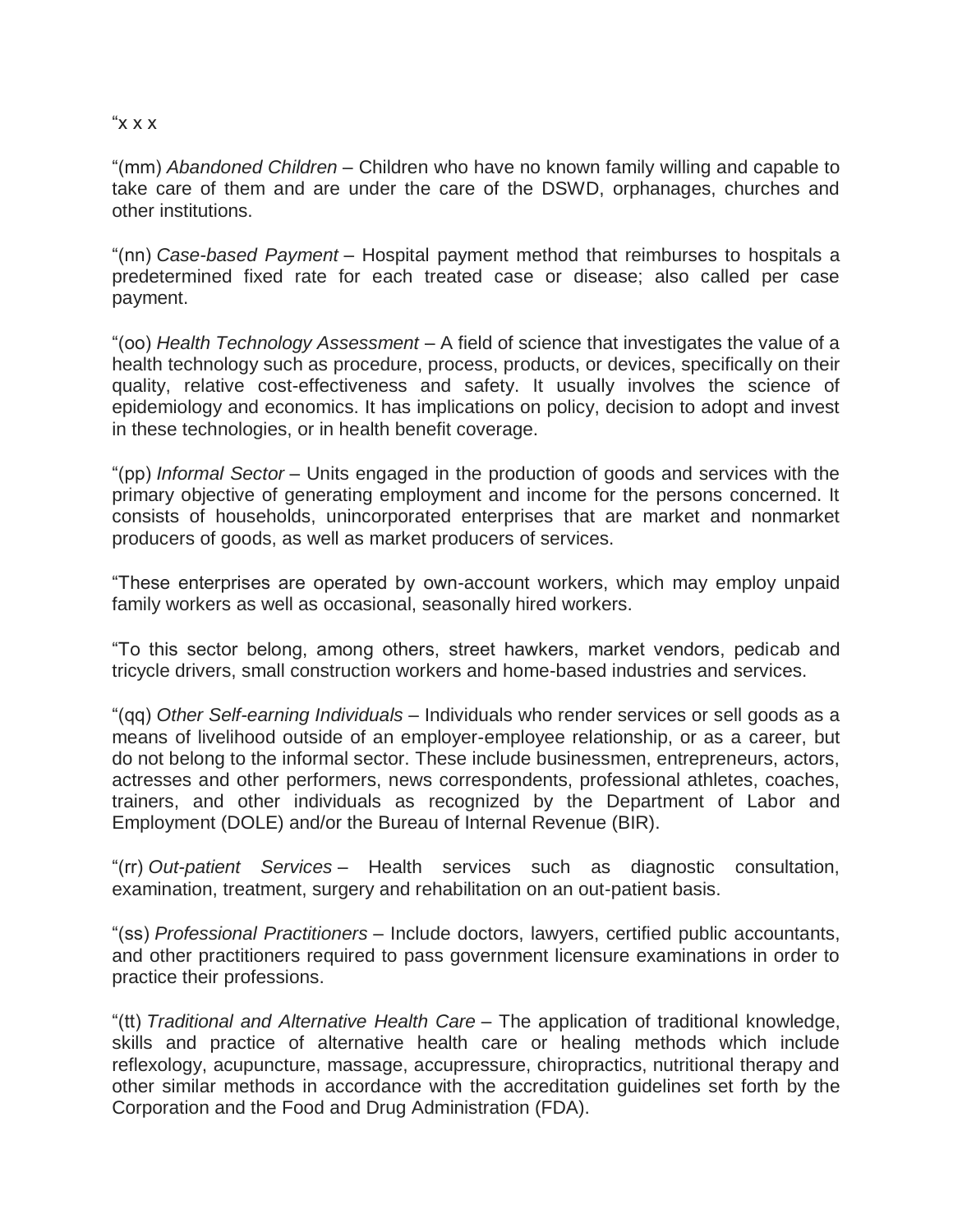"x x x

"(mm) *Abandoned Children* – Children who have no known family willing and capable to take care of them and are under the care of the DSWD, orphanages, churches and other institutions.

"(nn) *Case-based Payment* – Hospital payment method that reimburses to hospitals a predetermined fixed rate for each treated case or disease; also called per case payment.

"(oo) *Health Technology Assessment* – A field of science that investigates the value of a health technology such as procedure, process, products, or devices, specifically on their quality, relative cost-effectiveness and safety. It usually involves the science of epidemiology and economics. It has implications on policy, decision to adopt and invest in these technologies, or in health benefit coverage.

"(pp) *Informal Sector* – Units engaged in the production of goods and services with the primary objective of generating employment and income for the persons concerned. It consists of households, unincorporated enterprises that are market and nonmarket producers of goods, as well as market producers of services.

"These enterprises are operated by own-account workers, which may employ unpaid family workers as well as occasional, seasonally hired workers.

"To this sector belong, among others, street hawkers, market vendors, pedicab and tricycle drivers, small construction workers and home-based industries and services.

"(qq) *Other Self-earning Individuals* – Individuals who render services or sell goods as a means of livelihood outside of an employer-employee relationship, or as a career, but do not belong to the informal sector. These include businessmen, entrepreneurs, actors, actresses and other performers, news correspondents, professional athletes, coaches, trainers, and other individuals as recognized by the Department of Labor and Employment (DOLE) and/or the Bureau of Internal Revenue (BIR).

"(rr) *Out-patient Services* – Health services such as diagnostic consultation, examination, treatment, surgery and rehabilitation on an out-patient basis.

"(ss) *Professional Practitioners* – Include doctors, lawyers, certified public accountants, and other practitioners required to pass government licensure examinations in order to practice their professions.

"(tt) *Traditional and Alternative Health Care* – The application of traditional knowledge, skills and practice of alternative health care or healing methods which include reflexology, acupuncture, massage, accupressure, chiropractics, nutritional therapy and other similar methods in accordance with the accreditation guidelines set forth by the Corporation and the Food and Drug Administration (FDA).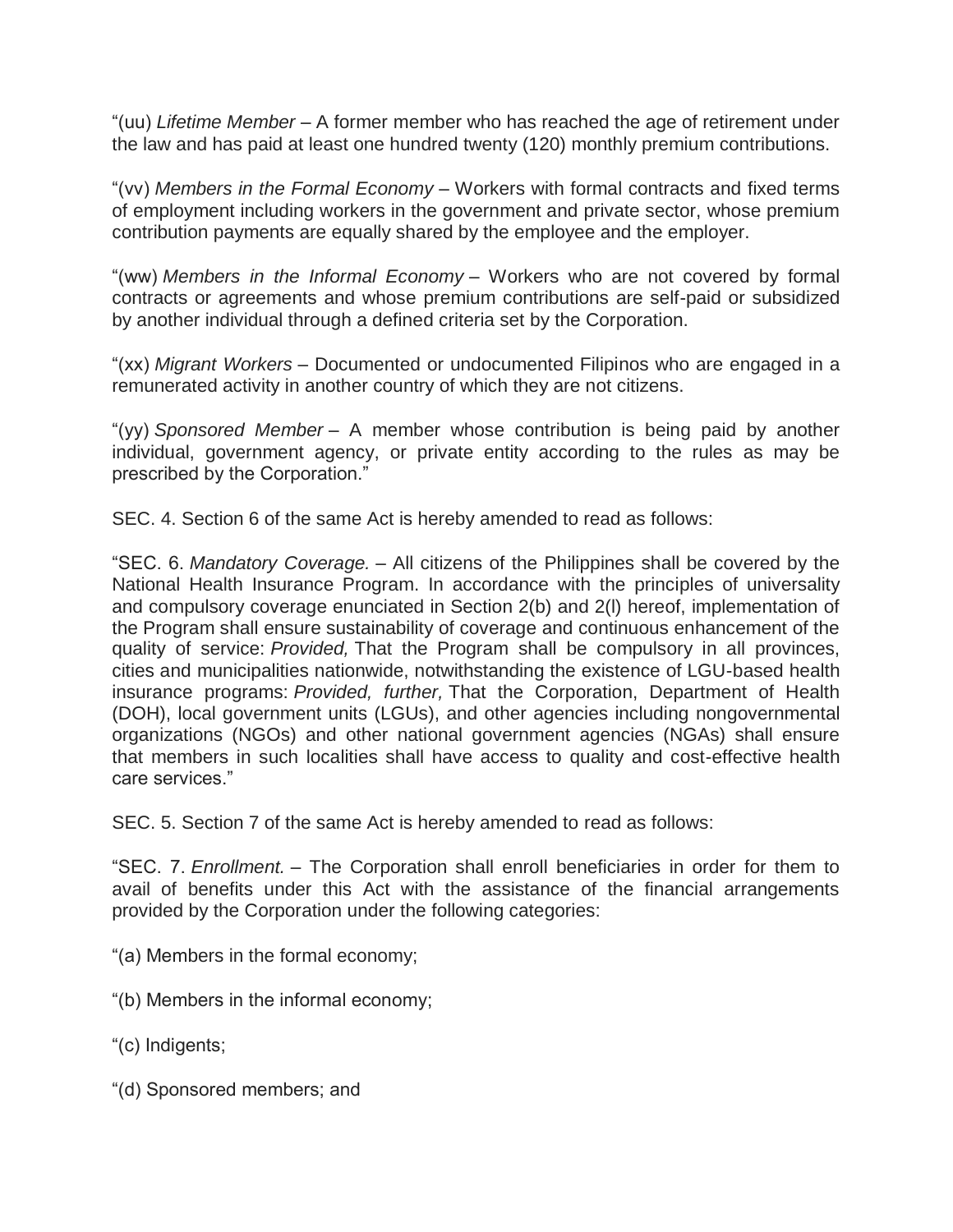"(uu) *Lifetime Member* – A former member who has reached the age of retirement under the law and has paid at least one hundred twenty (120) monthly premium contributions.

"(vv) *Members in the Formal Economy* – Workers with formal contracts and fixed terms of employment including workers in the government and private sector, whose premium contribution payments are equally shared by the employee and the employer.

"(ww) *Members in the Informal Economy* – Workers who are not covered by formal contracts or agreements and whose premium contributions are self-paid or subsidized by another individual through a defined criteria set by the Corporation.

"(xx) *Migrant Workers* – Documented or undocumented Filipinos who are engaged in a remunerated activity in another country of which they are not citizens.

"(yy) *Sponsored Member* – A member whose contribution is being paid by another individual, government agency, or private entity according to the rules as may be prescribed by the Corporation."

SEC. 4. Section 6 of the same Act is hereby amended to read as follows:

"SEC. 6. *Mandatory Coverage.* – All citizens of the Philippines shall be covered by the National Health Insurance Program. In accordance with the principles of universality and compulsory coverage enunciated in Section 2(b) and 2(l) hereof, implementation of the Program shall ensure sustainability of coverage and continuous enhancement of the quality of service: *Provided,* That the Program shall be compulsory in all provinces, cities and municipalities nationwide, notwithstanding the existence of LGU-based health insurance programs: *Provided, further,* That the Corporation, Department of Health (DOH), local government units (LGUs), and other agencies including nongovernmental organizations (NGOs) and other national government agencies (NGAs) shall ensure that members in such localities shall have access to quality and cost-effective health care services."

SEC. 5. Section 7 of the same Act is hereby amended to read as follows:

"SEC. 7. *Enrollment.* – The Corporation shall enroll beneficiaries in order for them to avail of benefits under this Act with the assistance of the financial arrangements provided by the Corporation under the following categories:

"(a) Members in the formal economy;

"(b) Members in the informal economy;

"(c) Indigents;

"(d) Sponsored members; and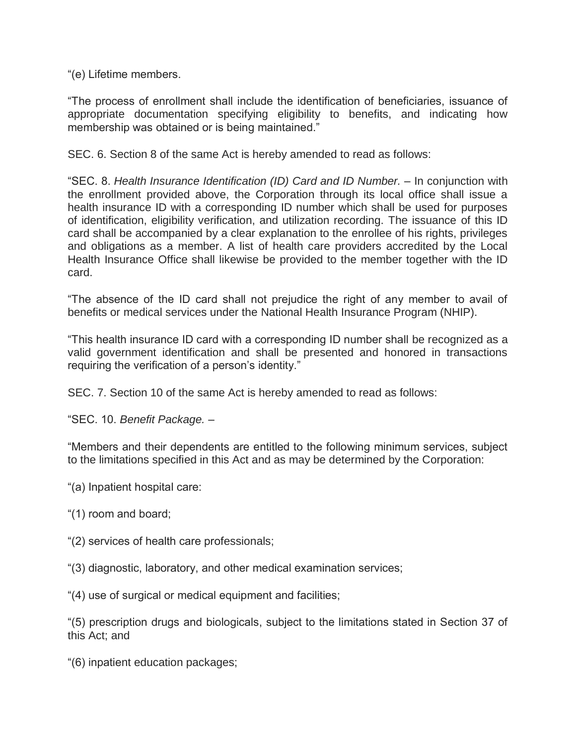"(e) Lifetime members.

"The process of enrollment shall include the identification of beneficiaries, issuance of appropriate documentation specifying eligibility to benefits, and indicating how membership was obtained or is being maintained."

SEC. 6. Section 8 of the same Act is hereby amended to read as follows:

"SEC. 8. *Health Insurance Identification (ID) Card and ID Number.* – In conjunction with the enrollment provided above, the Corporation through its local office shall issue a health insurance ID with a corresponding ID number which shall be used for purposes of identification, eligibility verification, and utilization recording. The issuance of this ID card shall be accompanied by a clear explanation to the enrollee of his rights, privileges and obligations as a member. A list of health care providers accredited by the Local Health Insurance Office shall likewise be provided to the member together with the ID card.

"The absence of the ID card shall not prejudice the right of any member to avail of benefits or medical services under the National Health Insurance Program (NHIP).

"This health insurance ID card with a corresponding ID number shall be recognized as a valid government identification and shall be presented and honored in transactions requiring the verification of a person's identity."

SEC. 7. Section 10 of the same Act is hereby amended to read as follows:

"SEC. 10. *Benefit Package.* –

"Members and their dependents are entitled to the following minimum services, subject to the limitations specified in this Act and as may be determined by the Corporation:

"(a) Inpatient hospital care:

"(1) room and board;

"(2) services of health care professionals;

"(3) diagnostic, laboratory, and other medical examination services;

"(4) use of surgical or medical equipment and facilities;

"(5) prescription drugs and biologicals, subject to the limitations stated in Section 37 of this Act; and

"(6) inpatient education packages;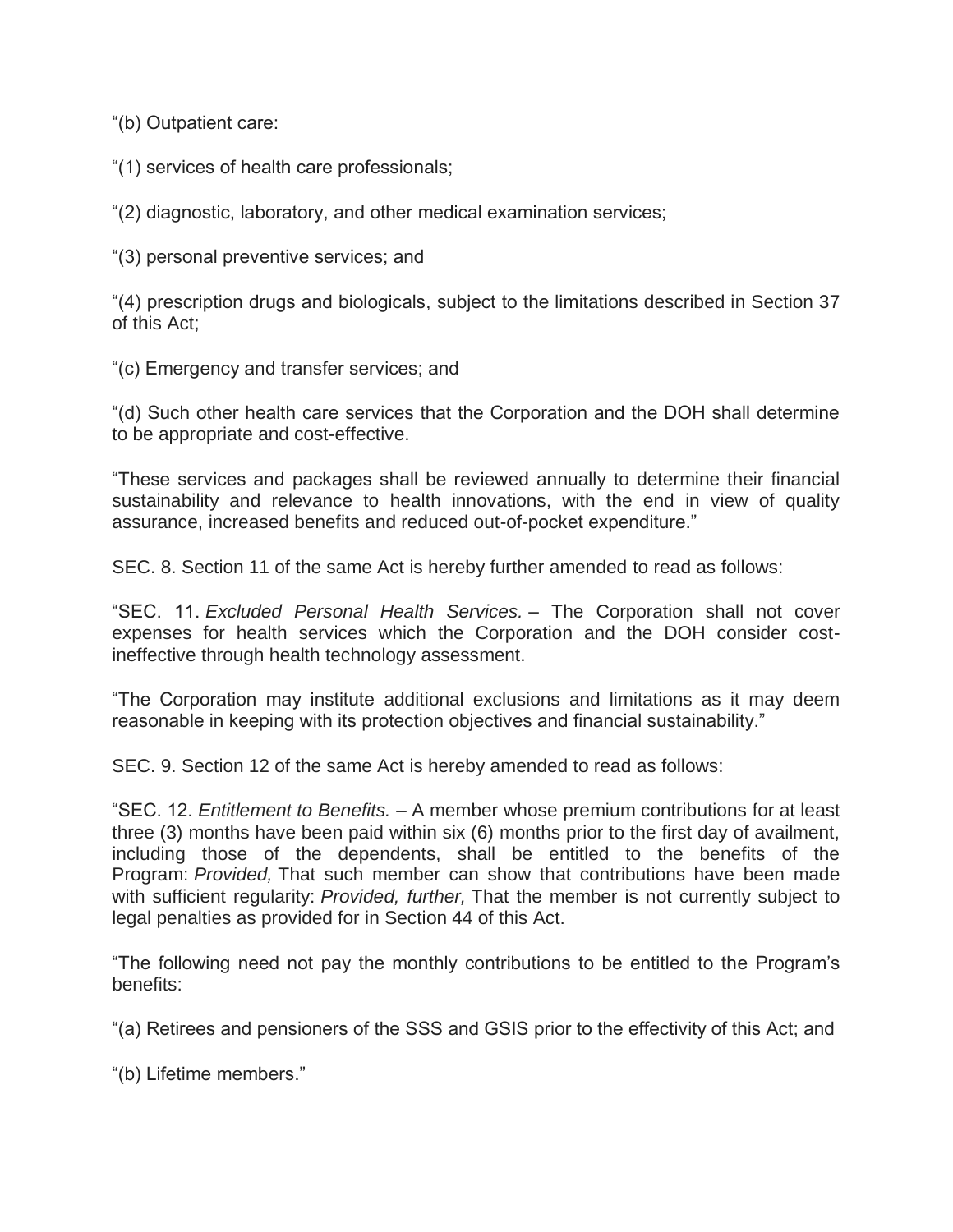"(b) Outpatient care:

"(1) services of health care professionals;

"(2) diagnostic, laboratory, and other medical examination services;

"(3) personal preventive services; and

"(4) prescription drugs and biologicals, subject to the limitations described in Section 37 of this Act;

"(c) Emergency and transfer services; and

"(d) Such other health care services that the Corporation and the DOH shall determine to be appropriate and cost-effective.

"These services and packages shall be reviewed annually to determine their financial sustainability and relevance to health innovations, with the end in view of quality assurance, increased benefits and reduced out-of-pocket expenditure."

SEC. 8. Section 11 of the same Act is hereby further amended to read as follows:

"SEC. 11. *Excluded Personal Health Services.* – The Corporation shall not cover expenses for health services which the Corporation and the DOH consider cost-ineffective through health technology assessment.

"The Corporation may institute additional exclusions and limitations as it may deem reasonable in keeping with its protection objectives and financial sustainability."

SEC. 9. Section 12 of the same Act is hereby amended to read as follows:

"SEC. 12. *Entitlement to Benefits.* – A member whose premium contributions for at least three (3) months have been paid within six (6) months prior to the first day of availment, including those of the dependents, shall be entitled to the benefits of the Program: *Provided,* That such member can show that contributions have been made with sufficient regularity: *Provided, further,* That the member is not currently subject to legal penalties as provided for in Section 44 of this Act.

"The following need not pay the monthly contributions to be entitled to the Program's benefits:

"(a) Retirees and pensioners of the SSS and GSIS prior to the effectivity of this Act; and

"(b) Lifetime members."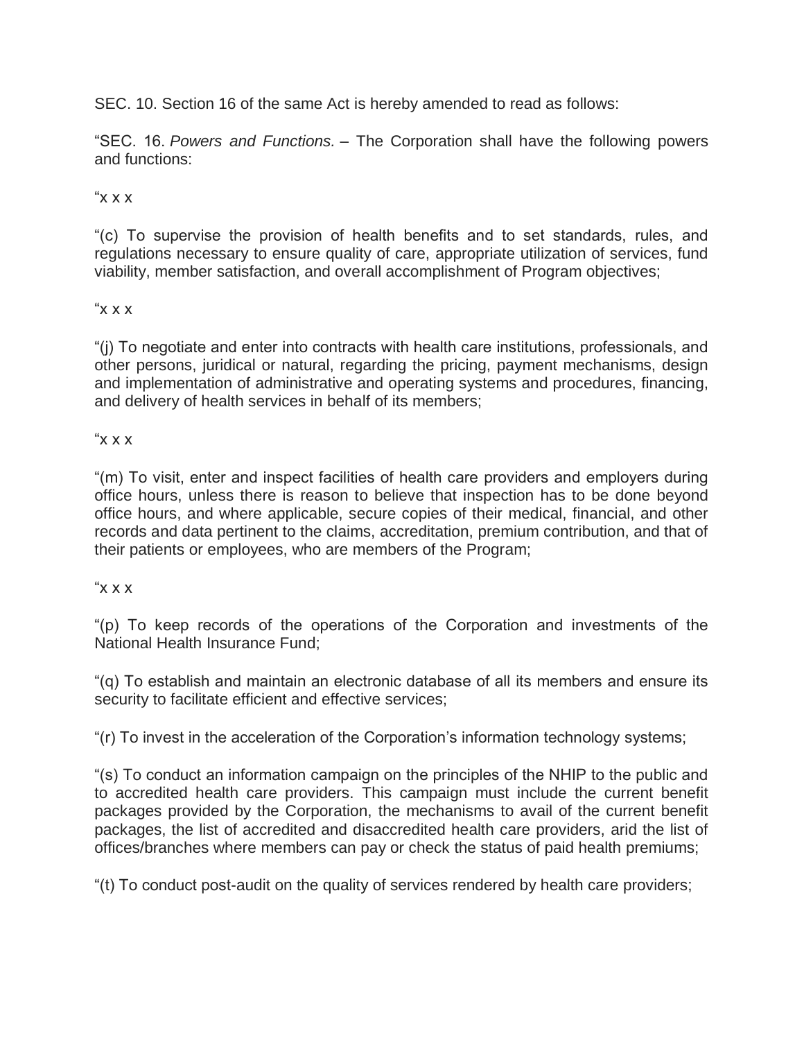SEC. 10. Section 16 of the same Act is hereby amended to read as follows:

"SEC. 16. *Powers and Functions.* – The Corporation shall have the following powers and functions:

"x x x

"(c) To supervise the provision of health benefits and to set standards, rules, and regulations necessary to ensure quality of care, appropriate utilization of services, fund viability, member satisfaction, and overall accomplishment of Program objectives;

"x x x

"(j) To negotiate and enter into contracts with health care institutions, professionals, and other persons, juridical or natural, regarding the pricing, payment mechanisms, design and implementation of administrative and operating systems and procedures, financing, and delivery of health services in behalf of its members;

"x x x

"(m) To visit, enter and inspect facilities of health care providers and employers during office hours, unless there is reason to believe that inspection has to be done beyond office hours, and where applicable, secure copies of their medical, financial, and other records and data pertinent to the claims, accreditation, premium contribution, and that of their patients or employees, who are members of the Program;

"x x x

"(p) To keep records of the operations of the Corporation and investments of the National Health Insurance Fund;

"(q) To establish and maintain an electronic database of all its members and ensure its security to facilitate efficient and effective services;

"(r) To invest in the acceleration of the Corporation's information technology systems;

"(s) To conduct an information campaign on the principles of the NHIP to the public and to accredited health care providers. This campaign must include the current benefit packages provided by the Corporation, the mechanisms to avail of the current benefit packages, the list of accredited and disaccredited health care providers, arid the list of offices/branches where members can pay or check the status of paid health premiums;

"(t) To conduct post-audit on the quality of services rendered by health care providers;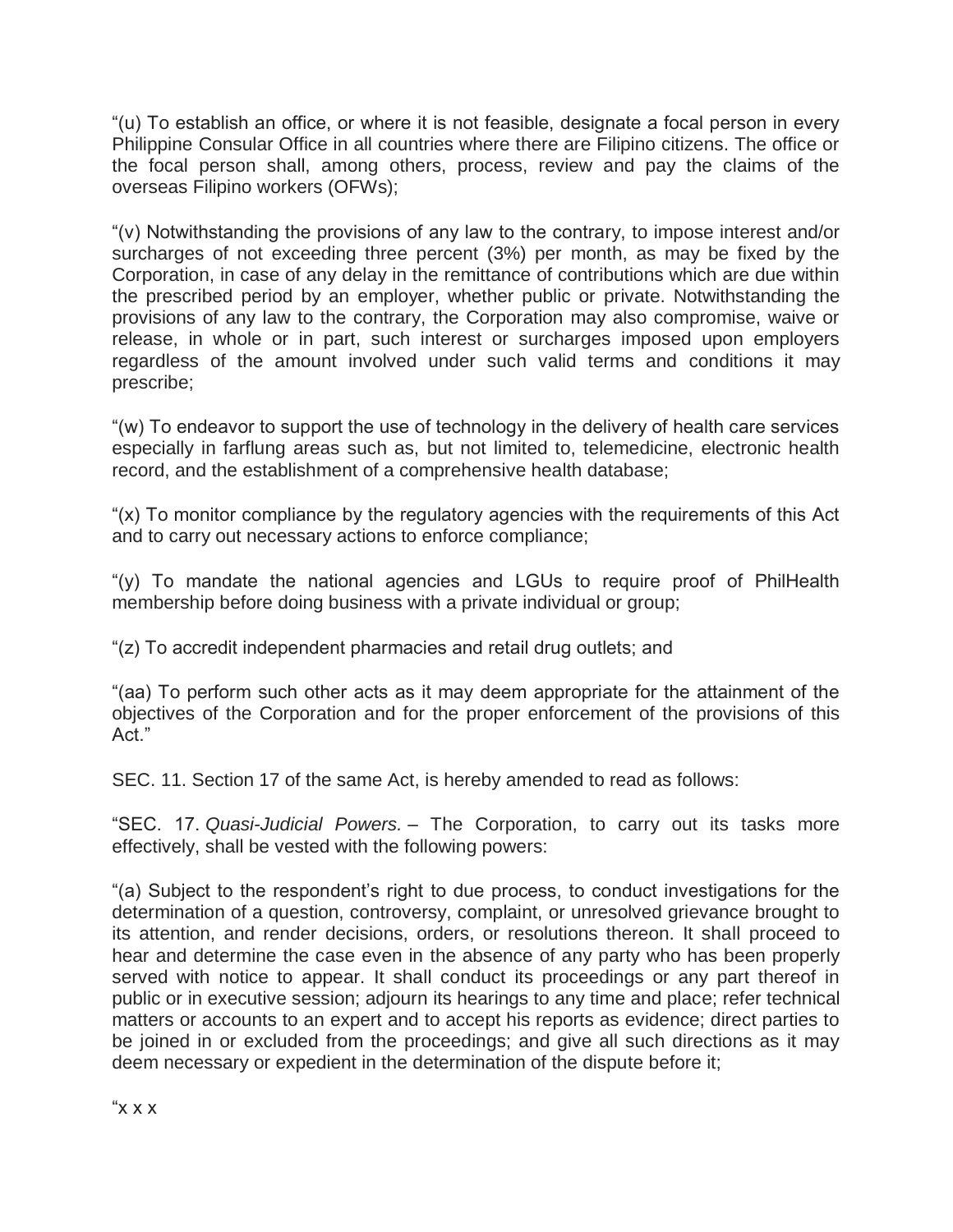"(u) To establish an office, or where it is not feasible, designate a focal person in every Philippine Consular Office in all countries where there are Filipino citizens. The office or the focal person shall, among others, process, review and pay the claims of the overseas Filipino workers (OFWs);

"(v) Notwithstanding the provisions of any law to the contrary, to impose interest and/or surcharges of not exceeding three percent (3%) per month, as may be fixed by the Corporation, in case of any delay in the remittance of contributions which are due within the prescribed period by an employer, whether public or private. Notwithstanding the provisions of any law to the contrary, the Corporation may also compromise, waive or release, in whole or in part, such interest or surcharges imposed upon employers regardless of the amount involved under such valid terms and conditions it may prescribe;

"(w) To endeavor to support the use of technology in the delivery of health care services especially in farflung areas such as, but not limited to, telemedicine, electronic health record, and the establishment of a comprehensive health database;

"(x) To monitor compliance by the regulatory agencies with the requirements of this Act and to carry out necessary actions to enforce compliance;

"(y) To mandate the national agencies and LGUs to require proof of PhilHealth membership before doing business with a private individual or group;

"(z) To accredit independent pharmacies and retail drug outlets; and

"(aa) To perform such other acts as it may deem appropriate for the attainment of the objectives of the Corporation and for the proper enforcement of the provisions of this Act."

SEC. 11. Section 17 of the same Act, is hereby amended to read as follows:

"SEC. 17. *Quasi-Judicial Powers.* – The Corporation, to carry out its tasks more effectively, shall be vested with the following powers:

"(a) Subject to the respondent's right to due process, to conduct investigations for the determination of a question, controversy, complaint, or unresolved grievance brought to its attention, and render decisions, orders, or resolutions thereon. It shall proceed to hear and determine the case even in the absence of any party who has been properly served with notice to appear. It shall conduct its proceedings or any part thereof in public or in executive session; adjourn its hearings to any time and place; refer technical matters or accounts to an expert and to accept his reports as evidence; direct parties to be joined in or excluded from the proceedings; and give all such directions as it may deem necessary or expedient in the determination of the dispute before it;

"x x x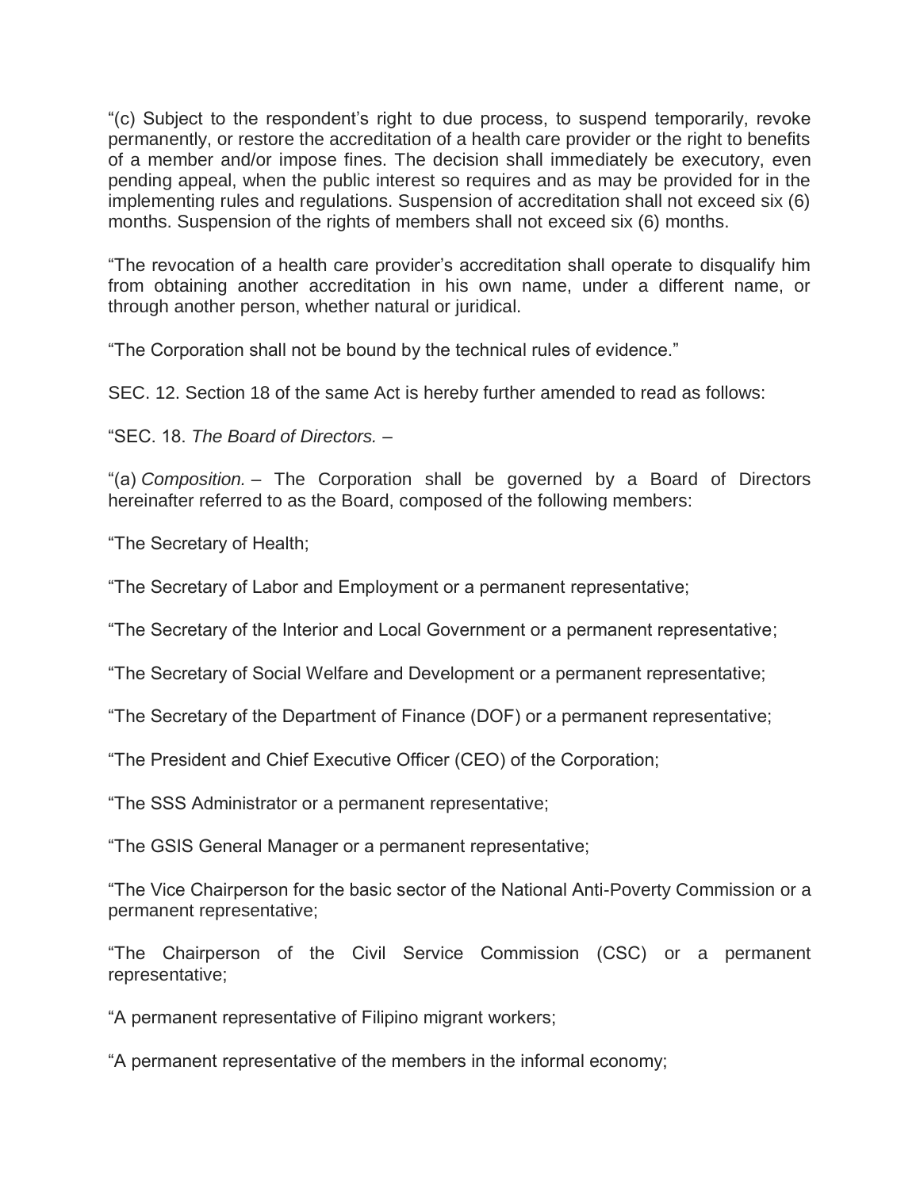"(c) Subject to the respondent's right to due process, to suspend temporarily, revoke permanently, or restore the accreditation of a health care provider or the right to benefits of a member and/or impose fines. The decision shall immediately be executory, even pending appeal, when the public interest so requires and as may be provided for in the implementing rules and regulations. Suspension of accreditation shall not exceed six (6) months. Suspension of the rights of members shall not exceed six (6) months.

"The revocation of a health care provider's accreditation shall operate to disqualify him from obtaining another accreditation in his own name, under a different name, or through another person, whether natural or juridical.

"The Corporation shall not be bound by the technical rules of evidence."

SEC. 12. Section 18 of the same Act is hereby further amended to read as follows:

"SEC. 18. *The Board of Directors.* –

"(a) *Composition.* – The Corporation shall be governed by a Board of Directors hereinafter referred to as the Board, composed of the following members:

"The Secretary of Health;

"The Secretary of Labor and Employment or a permanent representative;

"The Secretary of the Interior and Local Government or a permanent representative;

"The Secretary of Social Welfare and Development or a permanent representative;

"The Secretary of the Department of Finance (DOF) or a permanent representative;

"The President and Chief Executive Officer (CEO) of the Corporation;

"The SSS Administrator or a permanent representative;

"The GSIS General Manager or a permanent representative;

"The Vice Chairperson for the basic sector of the National Anti-Poverty Commission or a permanent representative;

"The Chairperson of the Civil Service Commission (CSC) or a permanent representative;

"A permanent representative of Filipino migrant workers;

"A permanent representative of the members in the informal economy;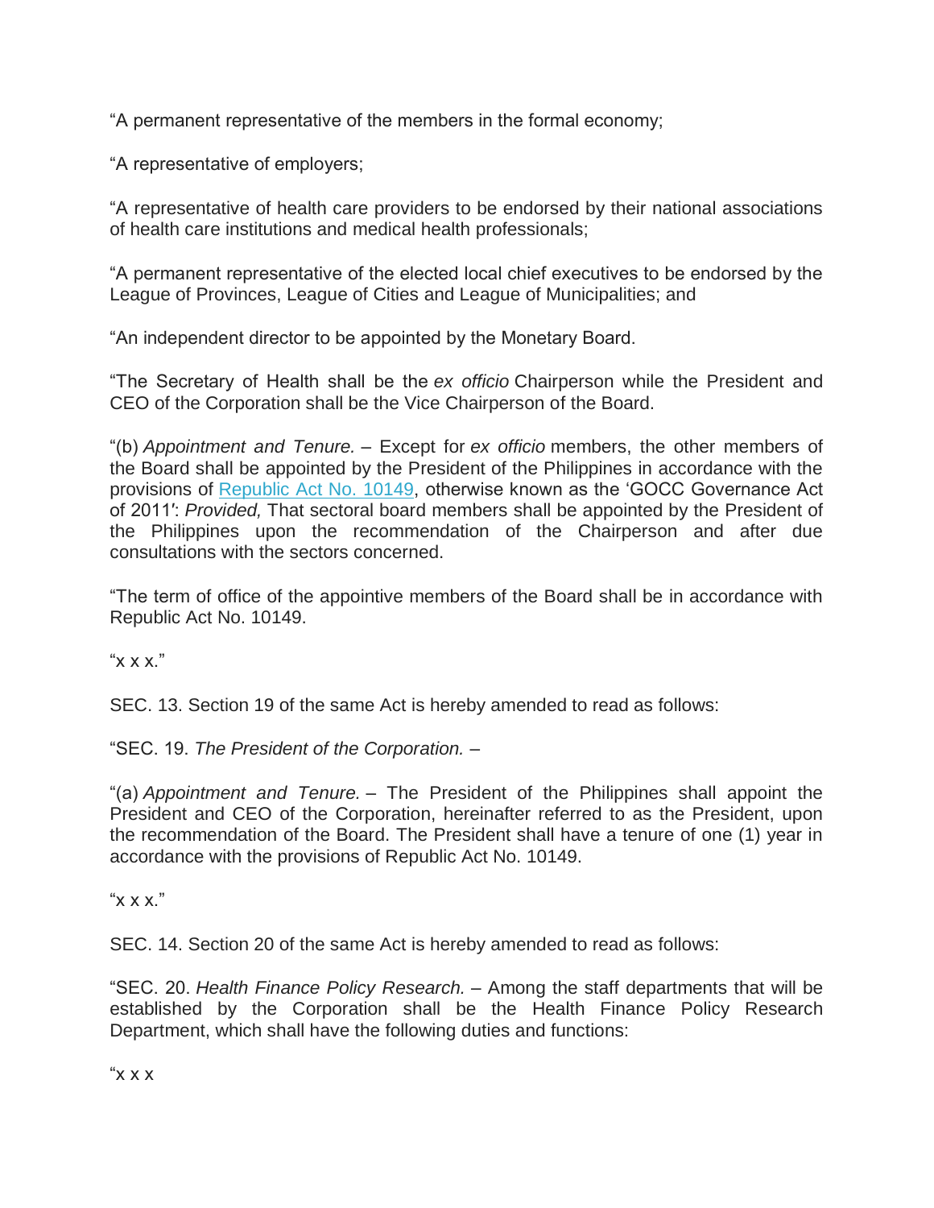"A permanent representative of the members in the formal economy;

"A representative of employers;

"A representative of health care providers to be endorsed by their national associations of health care institutions and medical health professionals;

"A permanent representative of the elected local chief executives to be endorsed by the League of Provinces, League of Cities and League of Municipalities; and

"An independent director to be appointed by the Monetary Board.

"The Secretary of Health shall be the *ex officio* Chairperson while the President and CEO of the Corporation shall be the Vice Chairperson of the Board.

"(b) *Appointment and Tenure.* – Except for *ex officio* members, the other members of the Board shall be appointed by the President of the Philippines in accordance with the provisions of Republic Act No. 10149, otherwise known as the 'GOCC Governance Act of 2011': *Provided,* That sectoral board members shall be appointed by the President of the Philippines upon the recommendation of the Chairperson and after due consultations with the sectors concerned.

"The term of office of the appointive members of the Board shall be in accordance with Republic Act No. 10149.

"x x x."

SEC. 13. Section 19 of the same Act is hereby amended to read as follows:

"SEC. 19. *The President of the Corporation.* –

"(a) *Appointment and Tenure.* – The President of the Philippines shall appoint the President and CEO of the Corporation, hereinafter referred to as the President, upon the recommendation of the Board. The President shall have a tenure of one (1) year in accordance with the provisions of Republic Act No. 10149.

"x x x."

SEC. 14. Section 20 of the same Act is hereby amended to read as follows:

"SEC. 20. *Health Finance Policy Research.* – Among the staff departments that will be established by the Corporation shall be the Health Finance Policy Research Department, which shall have the following duties and functions:

"x x x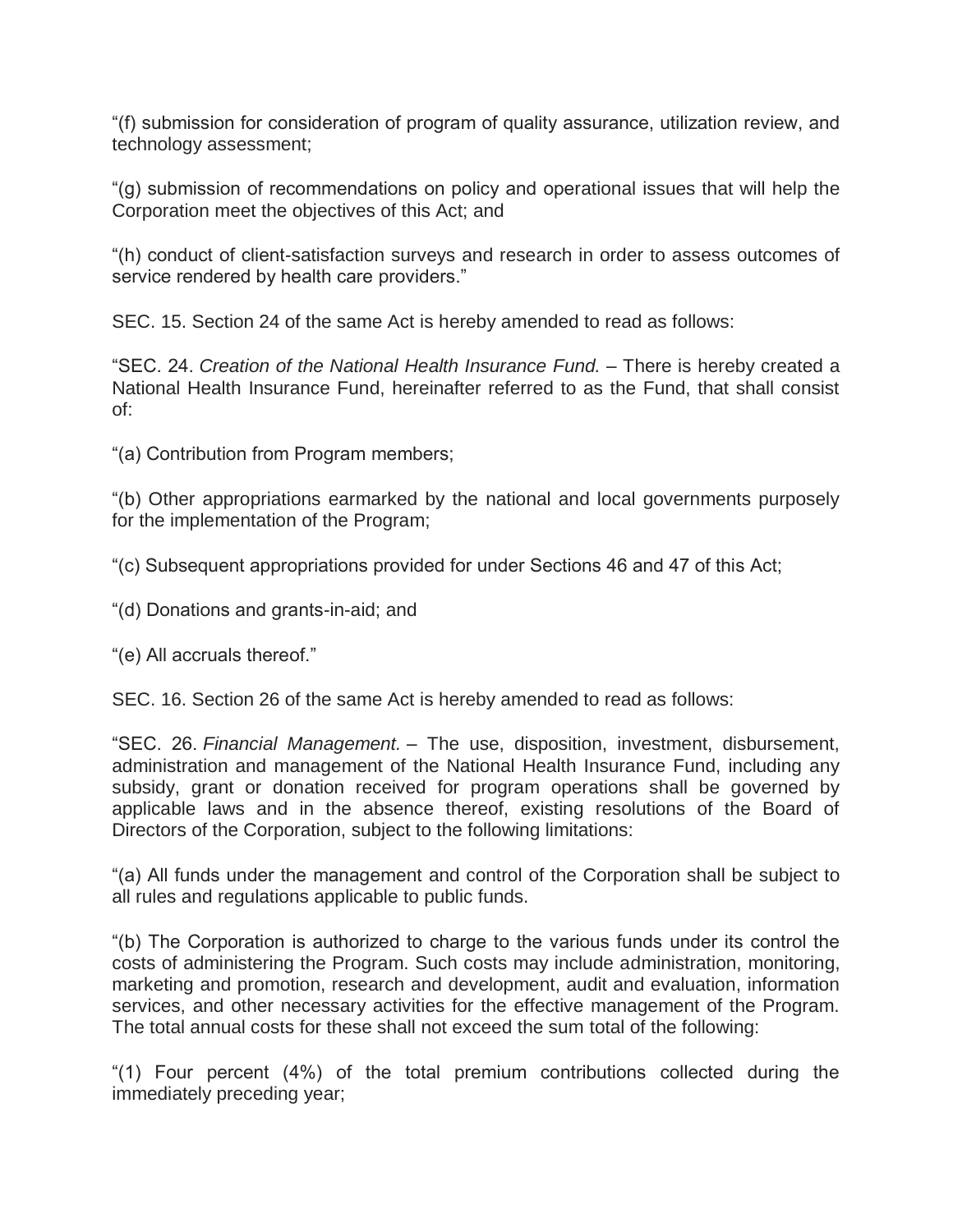“(f) submission for consideration of program of quality assurance, utilization review, and technology assessment;

“(g) submission of recommendations on policy and operational issues that will help the Corporation meet the objectives of this Act; and

“(h) conduct of client-satisfaction surveys and research in order to assess outcomes of service rendered by health care providers.”

SEC. 15. Section 24 of the same Act is hereby amended to read as follows:

“SEC. 24. *Creation of the National Health Insurance Fund.* – There is hereby created a National Health Insurance Fund, hereinafter referred to as the Fund, that shall consist of:

“(a) Contribution from Program members;

“(b) Other appropriations earmarked by the national and local governments purposely for the implementation of the Program;

“(c) Subsequent appropriations provided for under Sections 46 and 47 of this Act;

“(d) Donations and grants-in-aid; and

“(e) All accruals thereof.”

SEC. 16. Section 26 of the same Act is hereby amended to read as follows:

“SEC. 26. *Financial Management.* – The use, disposition, investment, disbursement, administration and management of the National Health Insurance Fund, including any subsidy, grant or donation received for program operations shall be governed by applicable laws and in the absence thereof, existing resolutions of the Board of Directors of the Corporation, subject to the following limitations:

“(a) All funds under the management and control of the Corporation shall be subject to all rules and regulations applicable to public funds.

“(b) The Corporation is authorized to charge to the various funds under its control the costs of administering the Program. Such costs may include administration, monitoring, marketing and promotion, research and development, audit and evaluation, information services, and other necessary activities for the effective management of the Program. The total annual costs for these shall not exceed the sum total of the following:

“(1) Four percent (4%) of the total premium contributions collected during the immediately preceding year;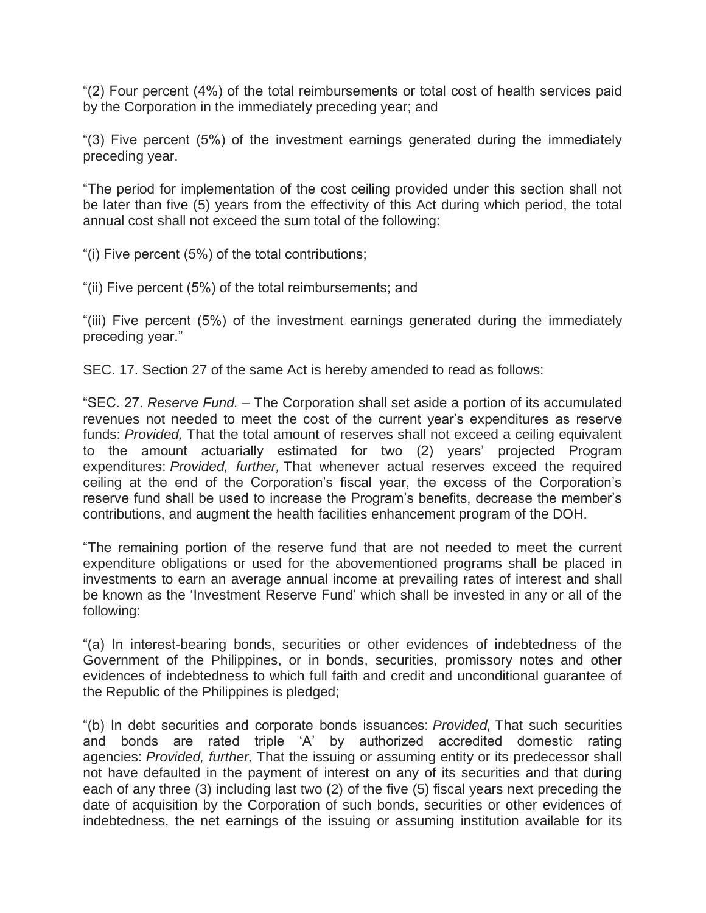"(2) Four percent (4%) of the total reimbursements or total cost of health services paid by the Corporation in the immediately preceding year; and

"(3) Five percent (5%) of the investment earnings generated during the immediately preceding year.

"The period for implementation of the cost ceiling provided under this section shall not be later than five (5) years from the effectivity of this Act during which period, the total annual cost shall not exceed the sum total of the following:

"(i) Five percent (5%) of the total contributions;

"(ii) Five percent (5%) of the total reimbursements; and

"(iii) Five percent (5%) of the investment earnings generated during the immediately preceding year."

SEC. 17. Section 27 of the same Act is hereby amended to read as follows:

"SEC. 27. *Reserve Fund.* – The Corporation shall set aside a portion of its accumulated revenues not needed to meet the cost of the current year's expenditures as reserve funds: *Provided,* That the total amount of reserves shall not exceed a ceiling equivalent to the amount actuarially estimated for two (2) years' projected Program expenditures: *Provided, further,* That whenever actual reserves exceed the required ceiling at the end of the Corporation's fiscal year, the excess of the Corporation's reserve fund shall be used to increase the Program's benefits, decrease the member's contributions, and augment the health facilities enhancement program of the DOH.

"The remaining portion of the reserve fund that are not needed to meet the current expenditure obligations or used for the abovementioned programs shall be placed in investments to earn an average annual income at prevailing rates of interest and shall be known as the 'Investment Reserve Fund' which shall be invested in any or all of the following:

"(a) In interest-bearing bonds, securities or other evidences of indebtedness of the Government of the Philippines, or in bonds, securities, promissory notes and other evidences of indebtedness to which full faith and credit and unconditional guarantee of the Republic of the Philippines is pledged;

"(b) In debt securities and corporate bonds issuances: *Provided,* That such securities and bonds are rated triple 'A' by authorized accredited domestic rating agencies: *Provided, further,* That the issuing or assuming entity or its predecessor shall not have defaulted in the payment of interest on any of its securities and that during each of any three (3) including last two (2) of the five (5) fiscal years next preceding the date of acquisition by the Corporation of such bonds, securities or other evidences of indebtedness, the net earnings of the issuing or assuming institution available for its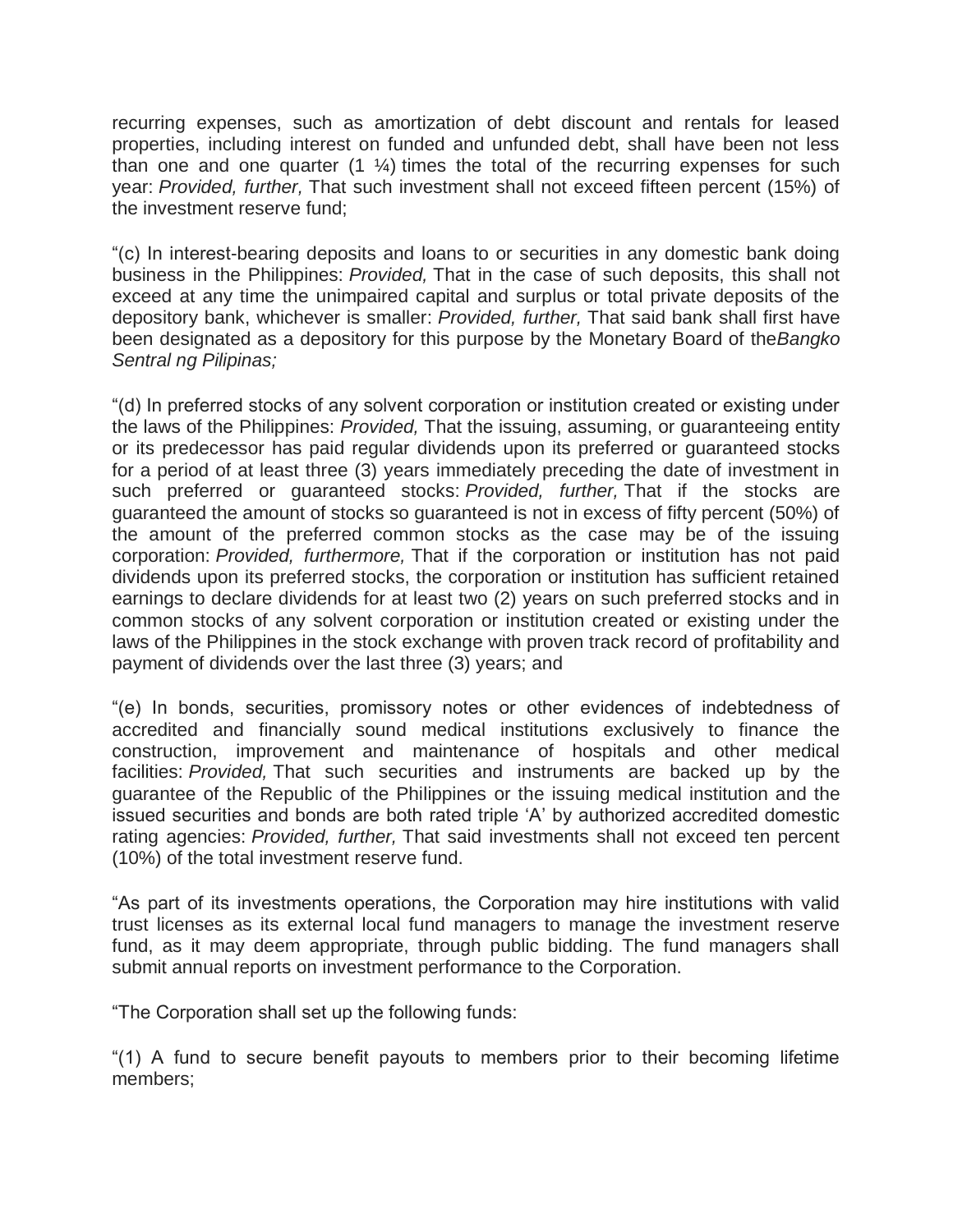recurring expenses, such as amortization of debt discount and rentals for leased properties, including interest on funded and unfunded debt, shall have been not less than one and one quarter (1 ¼) times the total of the recurring expenses for such year: *Provided, further,* That such investment shall not exceed fifteen percent (15%) of the investment reserve fund;

"(c) In interest-bearing deposits and loans to or securities in any domestic bank doing business in the Philippines: *Provided,* That in the case of such deposits, this shall not exceed at any time the unimpaired capital and surplus or total private deposits of the depository bank, whichever is smaller: *Provided, further,* That said bank shall first have been designated as a depository for this purpose by the Monetary Board of the*Bangko Sentral ng Pilipinas;*

"(d) In preferred stocks of any solvent corporation or institution created or existing under the laws of the Philippines: *Provided,* That the issuing, assuming, or guaranteeing entity or its predecessor has paid regular dividends upon its preferred or guaranteed stocks for a period of at least three (3) years immediately preceding the date of investment in such preferred or guaranteed stocks: *Provided, further,* That if the stocks are guaranteed the amount of stocks so guaranteed is not in excess of fifty percent (50%) of the amount of the preferred common stocks as the case may be of the issuing corporation: *Provided, furthermore,* That if the corporation or institution has not paid dividends upon its preferred stocks, the corporation or institution has sufficient retained earnings to declare dividends for at least two (2) years on such preferred stocks and in common stocks of any solvent corporation or institution created or existing under the laws of the Philippines in the stock exchange with proven track record of profitability and payment of dividends over the last three (3) years; and

"(e) In bonds, securities, promissory notes or other evidences of indebtedness of accredited and financially sound medical institutions exclusively to finance the construction, improvement and maintenance of hospitals and other medical facilities: *Provided,* That such securities and instruments are backed up by the guarantee of the Republic of the Philippines or the issuing medical institution and the issued securities and bonds are both rated triple 'A' by authorized accredited domestic rating agencies: *Provided, further,* That said investments shall not exceed ten percent (10%) of the total investment reserve fund.

"As part of its investments operations, the Corporation may hire institutions with valid trust licenses as its external local fund managers to manage the investment reserve fund, as it may deem appropriate, through public bidding. The fund managers shall submit annual reports on investment performance to the Corporation.

"The Corporation shall set up the following funds:

"(1) A fund to secure benefit payouts to members prior to their becoming lifetime members;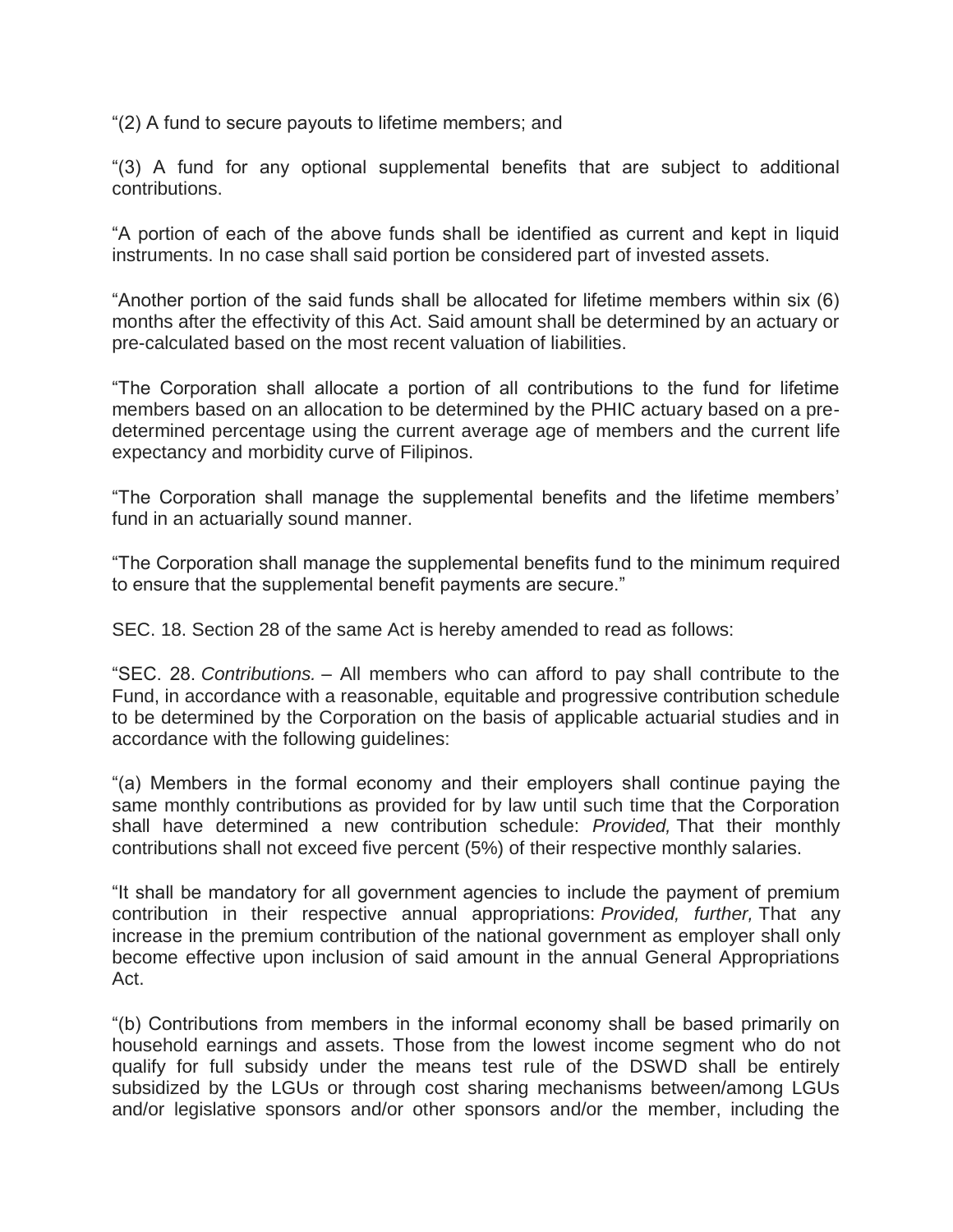"(2) A fund to secure payouts to lifetime members; and

"(3) A fund for any optional supplemental benefits that are subject to additional contributions.

"A portion of each of the above funds shall be identified as current and kept in liquid instruments. In no case shall said portion be considered part of invested assets.

"Another portion of the said funds shall be allocated for lifetime members within six (6) months after the effectivity of this Act. Said amount shall be determined by an actuary or pre-calculated based on the most recent valuation of liabilities.

"The Corporation shall allocate a portion of all contributions to the fund for lifetime members based on an allocation to be determined by the PHIC actuary based on a pre-determined percentage using the current average age of members and the current life expectancy and morbidity curve of Filipinos.

"The Corporation shall manage the supplemental benefits and the lifetime members' fund in an actuarially sound manner.

"The Corporation shall manage the supplemental benefits fund to the minimum required to ensure that the supplemental benefit payments are secure."

SEC. 18. Section 28 of the same Act is hereby amended to read as follows:

"SEC. 28. *Contributions.* – All members who can afford to pay shall contribute to the Fund, in accordance with a reasonable, equitable and progressive contribution schedule to be determined by the Corporation on the basis of applicable actuarial studies and in accordance with the following guidelines:

"(a) Members in the formal economy and their employers shall continue paying the same monthly contributions as provided for by law until such time that the Corporation shall have determined a new contribution schedule: *Provided,* That their monthly contributions shall not exceed five percent (5%) of their respective monthly salaries.

"It shall be mandatory for all government agencies to include the payment of premium contribution in their respective annual appropriations: *Provided, further,* That any increase in the premium contribution of the national government as employer shall only become effective upon inclusion of said amount in the annual General Appropriations Act.

"(b) Contributions from members in the informal economy shall be based primarily on household earnings and assets. Those from the lowest income segment who do not qualify for full subsidy under the means test rule of the DSWD shall be entirely subsidized by the LGUs or through cost sharing mechanisms between/among LGUs and/or legislative sponsors and/or other sponsors and/or the member, including the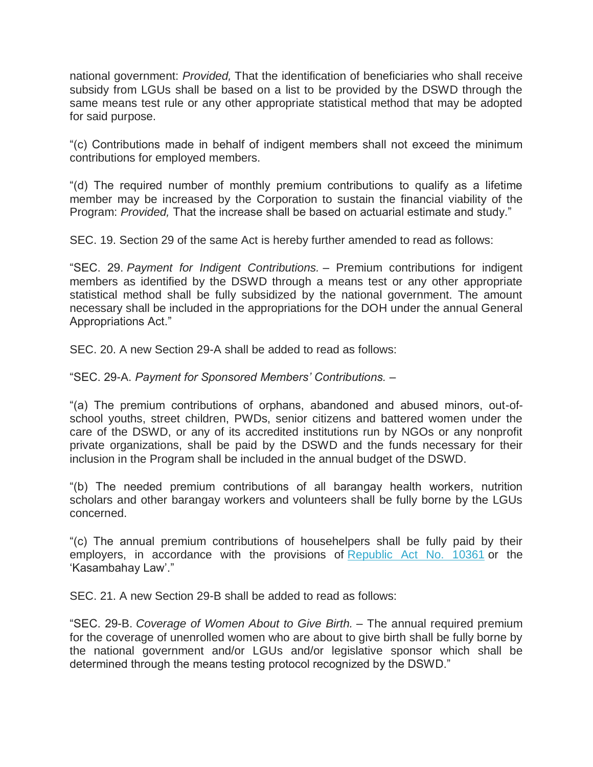national government: *Provided,* That the identification of beneficiaries who shall receive subsidy from LGUs shall be based on a list to be provided by the DSWD through the same means test rule or any other appropriate statistical method that may be adopted for said purpose.

"(c) Contributions made in behalf of indigent members shall not exceed the minimum contributions for employed members.

"(d) The required number of monthly premium contributions to qualify as a lifetime member may be increased by the Corporation to sustain the financial viability of the Program: *Provided,* That the increase shall be based on actuarial estimate and study."

SEC. 19. Section 29 of the same Act is hereby further amended to read as follows:

"SEC. 29. *Payment for Indigent Contributions.* – Premium contributions for indigent members as identified by the DSWD through a means test or any other appropriate statistical method shall be fully subsidized by the national government. The amount necessary shall be included in the appropriations for the DOH under the annual General Appropriations Act."

SEC. 20. A new Section 29-A shall be added to read as follows:

"SEC. 29-A. *Payment for Sponsored Members' Contributions.* –

"(a) The premium contributions of orphans, abandoned and abused minors, out-of-school youths, street children, PWDs, senior citizens and battered women under the care of the DSWD, or any of its accredited institutions run by NGOs or any nonprofit private organizations, shall be paid by the DSWD and the funds necessary for their inclusion in the Program shall be included in the annual budget of the DSWD.

"(b) The needed premium contributions of all barangay health workers, nutrition scholars and other barangay workers and volunteers shall be fully borne by the LGUs concerned.

"(c) The annual premium contributions of househelpers shall be fully paid by their employers, in accordance with the provisions of Republic Act No. 10361 or the 'Kasambahay Law'."

SEC. 21. A new Section 29-B shall be added to read as follows:

"SEC. 29-B. *Coverage of Women About to Give Birth.* – The annual required premium for the coverage of unenrolled women who are about to give birth shall be fully borne by the national government and/or LGUs and/or legislative sponsor which shall be determined through the means testing protocol recognized by the DSWD."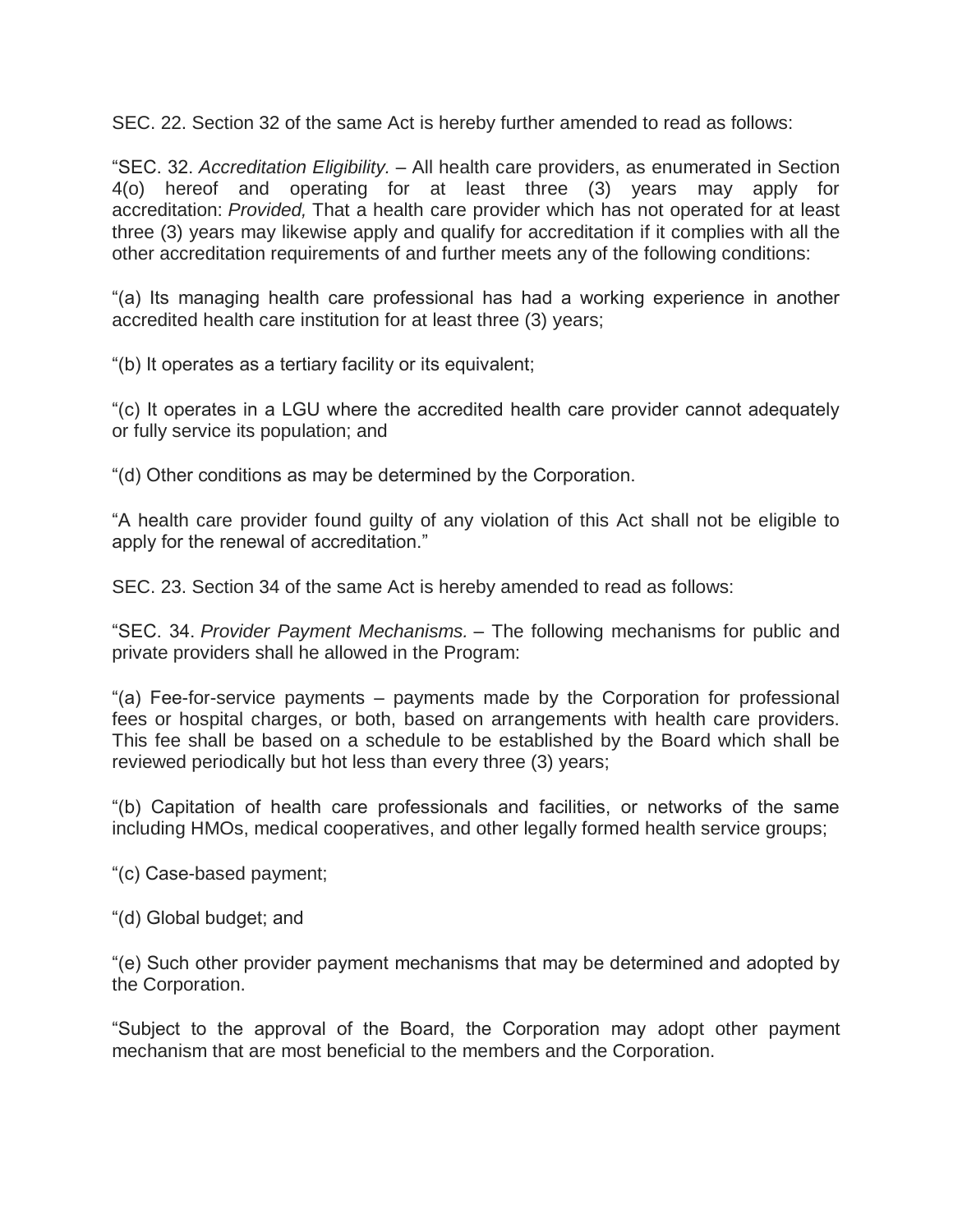SEC. 22. Section 32 of the same Act is hereby further amended to read as follows:

"SEC. 32. *Accreditation Eligibility.* – All health care providers, as enumerated in Section 4(o) hereof and operating for at least three (3) years may apply for accreditation: *Provided,* That a health care provider which has not operated for at least three (3) years may likewise apply and qualify for accreditation if it complies with all the other accreditation requirements of and further meets any of the following conditions:

"(a) Its managing health care professional has had a working experience in another accredited health care institution for at least three (3) years;

"(b) It operates as a tertiary facility or its equivalent;

"(c) It operates in a LGU where the accredited health care provider cannot adequately or fully service its population; and

"(d) Other conditions as may be determined by the Corporation.

"A health care provider found guilty of any violation of this Act shall not be eligible to apply for the renewal of accreditation."

SEC. 23. Section 34 of the same Act is hereby amended to read as follows:

"SEC. 34. *Provider Payment Mechanisms.* – The following mechanisms for public and private providers shall he allowed in the Program:

"(a) Fee-for-service payments – payments made by the Corporation for professional fees or hospital charges, or both, based on arrangements with health care providers. This fee shall be based on a schedule to be established by the Board which shall be reviewed periodically but hot less than every three (3) years;

"(b) Capitation of health care professionals and facilities, or networks of the same including HMOs, medical cooperatives, and other legally formed health service groups;

"(c) Case-based payment;

"(d) Global budget; and

"(e) Such other provider payment mechanisms that may be determined and adopted by the Corporation.

"Subject to the approval of the Board, the Corporation may adopt other payment mechanism that are most beneficial to the members and the Corporation.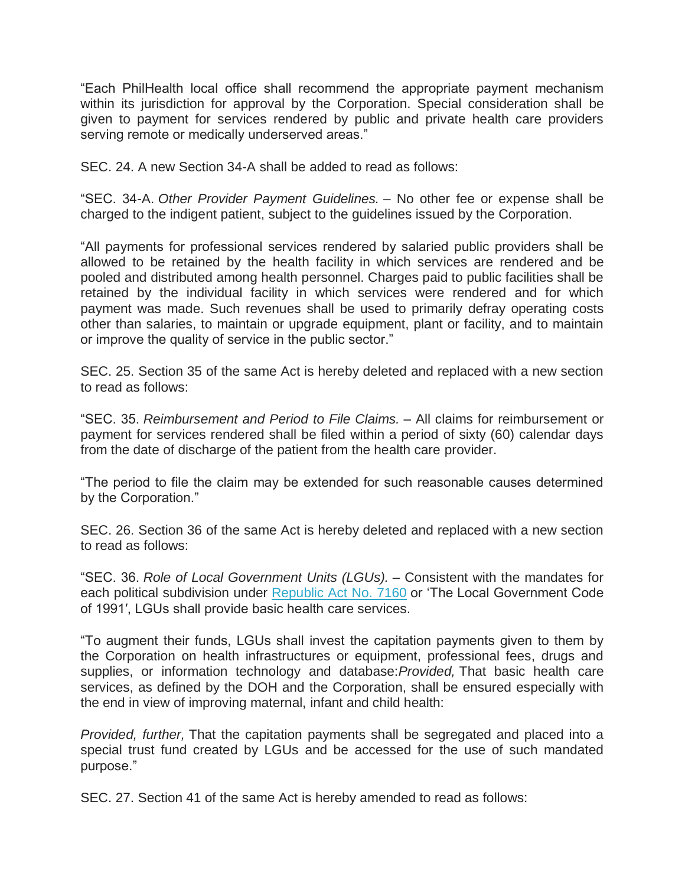"Each PhilHealth local office shall recommend the appropriate payment mechanism within its jurisdiction for approval by the Corporation. Special consideration shall be given to payment for services rendered by public and private health care providers serving remote or medically underserved areas."

SEC. 24. A new Section 34-A shall be added to read as follows:

"SEC. 34-A. *Other Provider Payment Guidelines.* – No other fee or expense shall be charged to the indigent patient, subject to the guidelines issued by the Corporation.

"All payments for professional services rendered by salaried public providers shall be allowed to be retained by the health facility in which services are rendered and be pooled and distributed among health personnel. Charges paid to public facilities shall be retained by the individual facility in which services were rendered and for which payment was made. Such revenues shall be used to primarily defray operating costs other than salaries, to maintain or upgrade equipment, plant or facility, and to maintain or improve the quality of service in the public sector."

SEC. 25. Section 35 of the same Act is hereby deleted and replaced with a new section to read as follows:

"SEC. 35. *Reimbursement and Period to File Claims.* – All claims for reimbursement or payment for services rendered shall be filed within a period of sixty (60) calendar days from the date of discharge of the patient from the health care provider.

"The period to file the claim may be extended for such reasonable causes determined by the Corporation."

SEC. 26. Section 36 of the same Act is hereby deleted and replaced with a new section to read as follows:

"SEC. 36. *Role of Local Government Units (LGUs).* – Consistent with the mandates for each political subdivision under Republic Act No. 7160 or 'The Local Government Code of 1991', LGUs shall provide basic health care services.

"To augment their funds, LGUs shall invest the capitation payments given to them by the Corporation on health infrastructures or equipment, professional fees, drugs and supplies, or information technology and database:*Provided,* That basic health care services, as defined by the DOH and the Corporation, shall be ensured especially with the end in view of improving maternal, infant and child health:

*Provided, further,* That the capitation payments shall be segregated and placed into a special trust fund created by LGUs and be accessed for the use of such mandated purpose."

SEC. 27. Section 41 of the same Act is hereby amended to read as follows: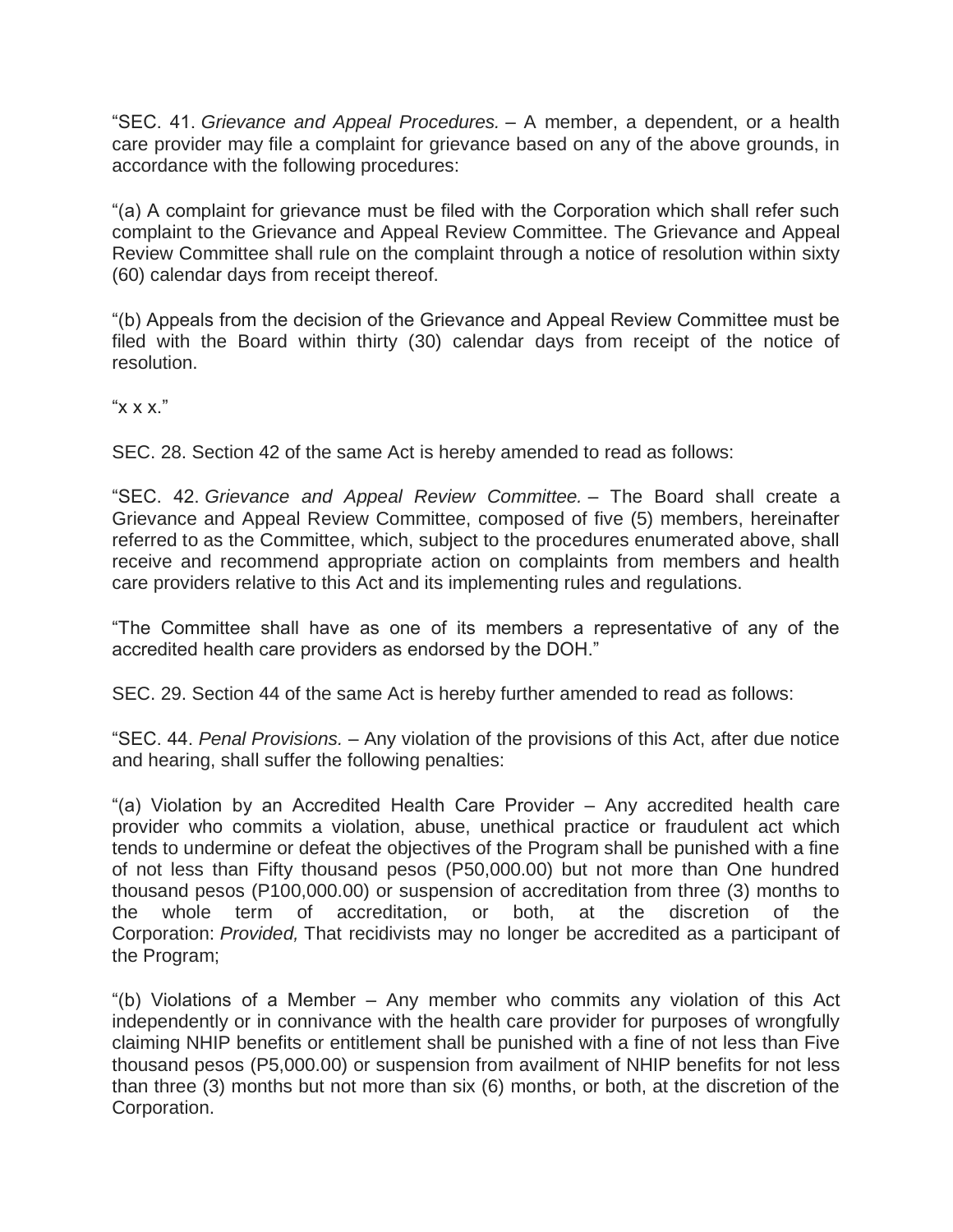"SEC. 41. *Grievance and Appeal Procedures.* – A member, a dependent, or a health care provider may file a complaint for grievance based on any of the above grounds, in accordance with the following procedures:

"(a) A complaint for grievance must be filed with the Corporation which shall refer such complaint to the Grievance and Appeal Review Committee. The Grievance and Appeal Review Committee shall rule on the complaint through a notice of resolution within sixty (60) calendar days from receipt thereof.

"(b) Appeals from the decision of the Grievance and Appeal Review Committee must be filed with the Board within thirty (30) calendar days from receipt of the notice of resolution.

"x x x."

SEC. 28. Section 42 of the same Act is hereby amended to read as follows:

"SEC. 42. *Grievance and Appeal Review Committee.* – The Board shall create a Grievance and Appeal Review Committee, composed of five (5) members, hereinafter referred to as the Committee, which, subject to the procedures enumerated above, shall receive and recommend appropriate action on complaints from members and health care providers relative to this Act and its implementing rules and regulations.

"The Committee shall have as one of its members a representative of any of the accredited health care providers as endorsed by the DOH."

SEC. 29. Section 44 of the same Act is hereby further amended to read as follows:

"SEC. 44. *Penal Provisions.* – Any violation of the provisions of this Act, after due notice and hearing, shall suffer the following penalties:

"(a) Violation by an Accredited Health Care Provider – Any accredited health care provider who commits a violation, abuse, unethical practice or fraudulent act which tends to undermine or defeat the objectives of the Program shall be punished with a fine of not less than Fifty thousand pesos (P50,000.00) but not more than One hundred thousand pesos (P100,000.00) or suspension of accreditation from three (3) months to the whole term of accreditation, or both, at the discretion of the Corporation: *Provided,* That recidivists may no longer be accredited as a participant of the Program;

"(b) Violations of a Member – Any member who commits any violation of this Act independently or in connivance with the health care provider for purposes of wrongfully claiming NHIP benefits or entitlement shall be punished with a fine of not less than Five thousand pesos (P5,000.00) or suspension from availment of NHIP benefits for not less than three (3) months but not more than six (6) months, or both, at the discretion of the Corporation.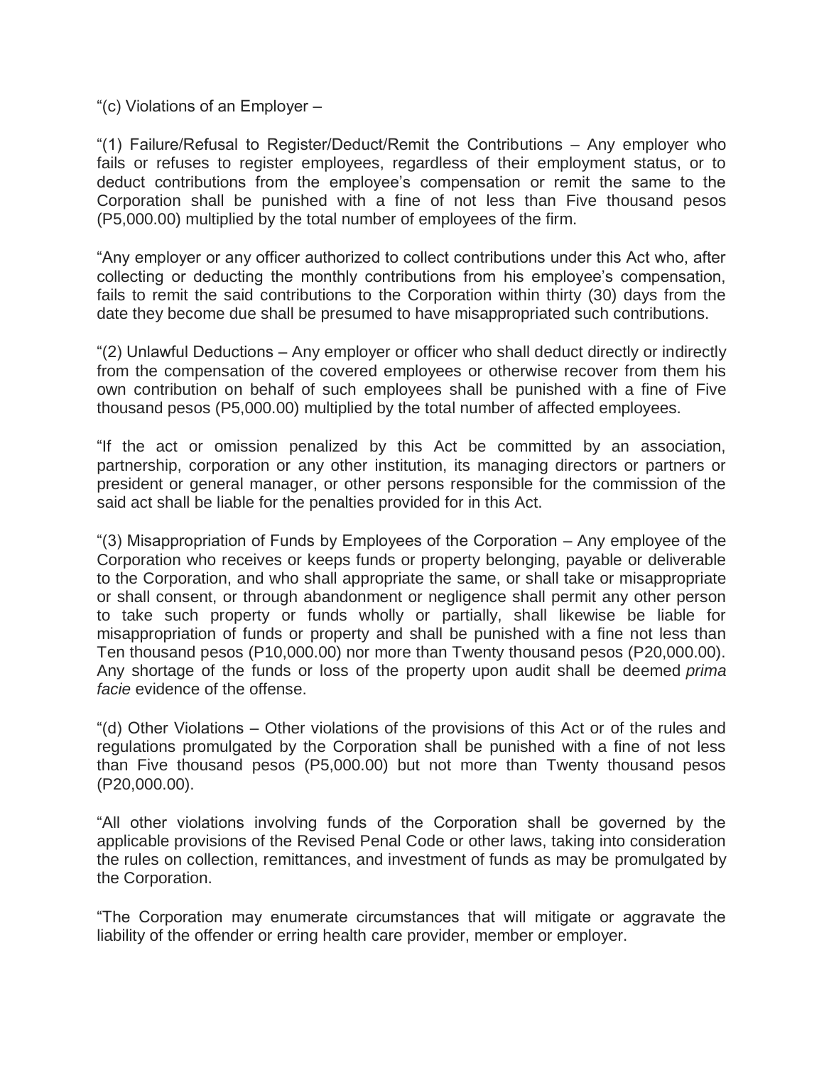“(c) Violations of an Employer –

“(1) Failure/Refusal to Register/Deduct/Remit the Contributions – Any employer who fails or refuses to register employees, regardless of their employment status, or to deduct contributions from the employee’s compensation or remit the same to the Corporation shall be punished with a fine of not less than Five thousand pesos (P5,000.00) multiplied by the total number of employees of the firm.

“Any employer or any officer authorized to collect contributions under this Act who, after collecting or deducting the monthly contributions from his employee’s compensation, fails to remit the said contributions to the Corporation within thirty (30) days from the date they become due shall be presumed to have misappropriated such contributions.

“(2) Unlawful Deductions – Any employer or officer who shall deduct directly or indirectly from the compensation of the covered employees or otherwise recover from them his own contribution on behalf of such employees shall be punished with a fine of Five thousand pesos (P5,000.00) multiplied by the total number of affected employees.

“If the act or omission penalized by this Act be committed by an association, partnership, corporation or any other institution, its managing directors or partners or president or general manager, or other persons responsible for the commission of the said act shall be liable for the penalties provided for in this Act.

“(3) Misappropriation of Funds by Employees of the Corporation – Any employee of the Corporation who receives or keeps funds or property belonging, payable or deliverable to the Corporation, and who shall appropriate the same, or shall take or misappropriate or shall consent, or through abandonment or negligence shall permit any other person to take such property or funds wholly or partially, shall likewise be liable for misappropriation of funds or property and shall be punished with a fine not less than Ten thousand pesos (P10,000.00) nor more than Twenty thousand pesos (P20,000.00). Any shortage of the funds or loss of the property upon audit shall be deemed *prima facie* evidence of the offense.

“(d) Other Violations – Other violations of the provisions of this Act or of the rules and regulations promulgated by the Corporation shall be punished with a fine of not less than Five thousand pesos (P5,000.00) but not more than Twenty thousand pesos (P20,000.00).

“All other violations involving funds of the Corporation shall be governed by the applicable provisions of the Revised Penal Code or other laws, taking into consideration the rules on collection, remittances, and investment of funds as may be promulgated by the Corporation.

“The Corporation may enumerate circumstances that will mitigate or aggravate the liability of the offender or erring health care provider, member or employer.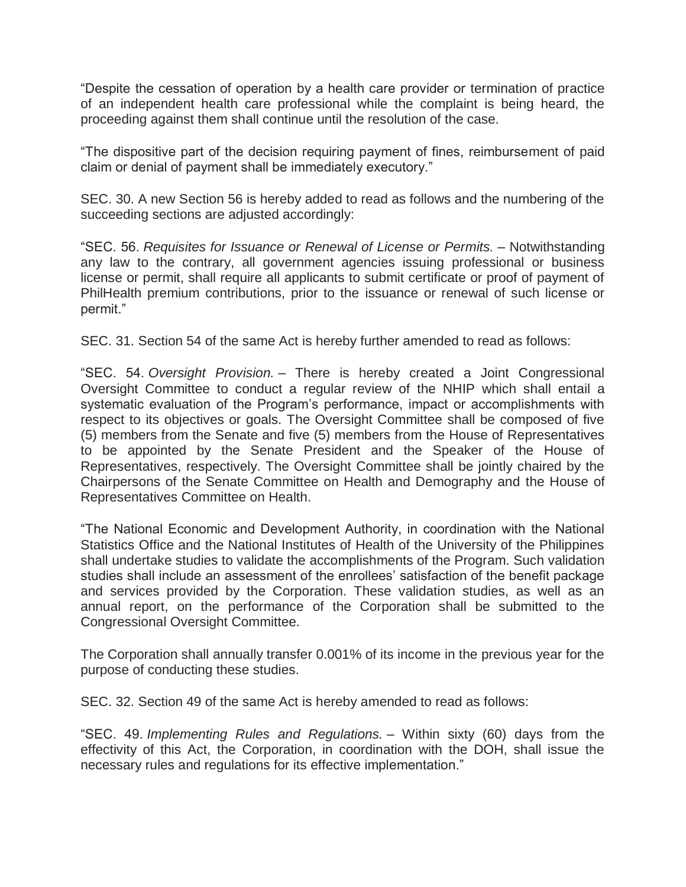"Despite the cessation of operation by a health care provider or termination of practice of an independent health care professional while the complaint is being heard, the proceeding against them shall continue until the resolution of the case.

"The dispositive part of the decision requiring payment of fines, reimbursement of paid claim or denial of payment shall be immediately executory."

SEC. 30. A new Section 56 is hereby added to read as follows and the numbering of the succeeding sections are adjusted accordingly:

"SEC. 56. *Requisites for Issuance or Renewal of License or Permits.* – Notwithstanding any law to the contrary, all government agencies issuing professional or business license or permit, shall require all applicants to submit certificate or proof of payment of PhilHealth premium contributions, prior to the issuance or renewal of such license or permit."

SEC. 31. Section 54 of the same Act is hereby further amended to read as follows:

"SEC. 54. *Oversight Provision.* – There is hereby created a Joint Congressional Oversight Committee to conduct a regular review of the NHIP which shall entail a systematic evaluation of the Program's performance, impact or accomplishments with respect to its objectives or goals. The Oversight Committee shall be composed of five (5) members from the Senate and five (5) members from the House of Representatives to be appointed by the Senate President and the Speaker of the House of Representatives, respectively. The Oversight Committee shall be jointly chaired by the Chairpersons of the Senate Committee on Health and Demography and the House of Representatives Committee on Health.

"The National Economic and Development Authority, in coordination with the National Statistics Office and the National Institutes of Health of the University of the Philippines shall undertake studies to validate the accomplishments of the Program. Such validation studies shall include an assessment of the enrollees' satisfaction of the benefit package and services provided by the Corporation. These validation studies, as well as an annual report, on the performance of the Corporation shall be submitted to the Congressional Oversight Committee.

The Corporation shall annually transfer 0.001% of its income in the previous year for the purpose of conducting these studies.

SEC. 32. Section 49 of the same Act is hereby amended to read as follows:

"SEC. 49. *Implementing Rules and Regulations.* – Within sixty (60) days from the effectivity of this Act, the Corporation, in coordination with the DOH, shall issue the necessary rules and regulations for its effective implementation."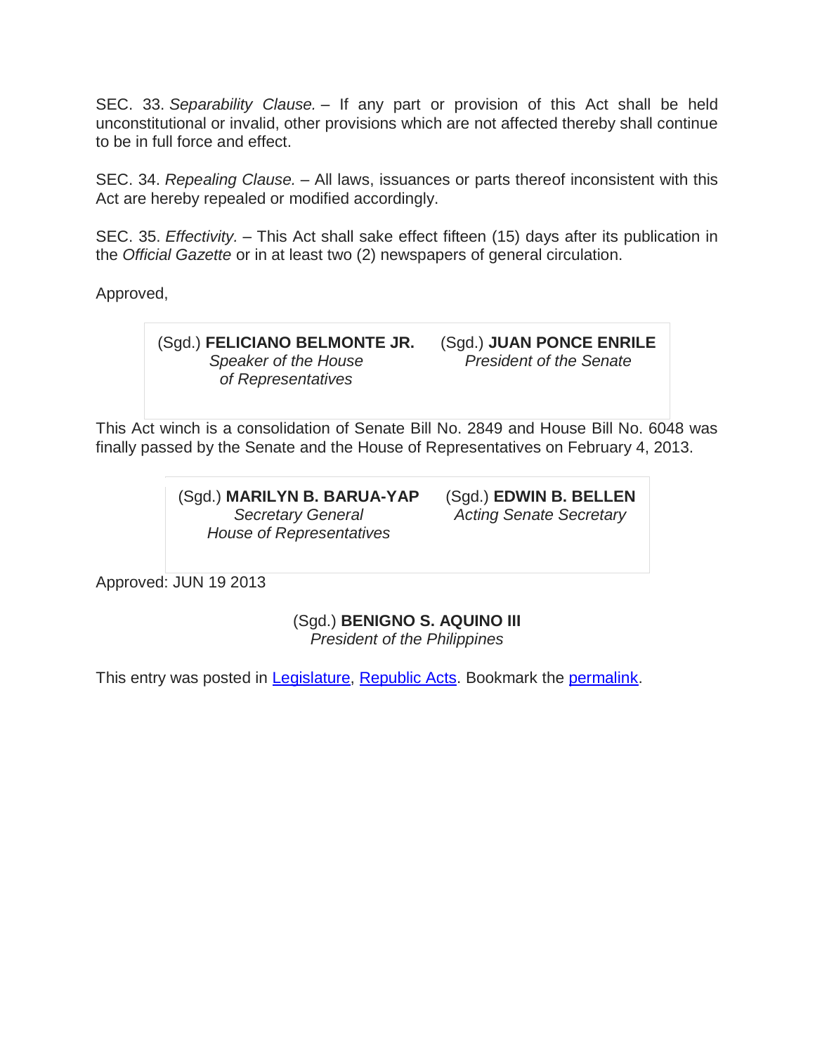SEC. 33. *Separability Clause.* – If any part or provision of this Act shall be held unconstitutional or invalid, other provisions which are not affected thereby shall continue to be in full force and effect.

SEC. 34. *Repealing Clause.* – All laws, issuances or parts thereof inconsistent with this Act are hereby repealed or modified accordingly.

SEC. 35. *Effectivity.* – This Act shall sake effect fifteen (15) days after its publication in the *Official Gazette* or in at least two (2) newspapers of general circulation.

Approved,

| | |
|---|---|
| (Sgd.) **FELICIANO BELMONTE JR.**<br>*Speaker of the House of Representatives* | (Sgd.) **JUAN PONCE ENRILE**<br>*President of the Senate* |

This Act winch is a consolidation of Senate Bill No. 2849 and House Bill No. 6048 was finally passed by the Senate and the House of Representatives on February 4, 2013.

| | |
|---|---|
| (Sgd.) **MARILYN B. BARUA-YAP**<br>*Secretary General*<br>*House of Representatives* | (Sgd.) **EDWIN B. BELLEN**<br>*Acting Senate Secretary* |

Approved: JUN 19 2013

(Sgd.) **BENIGNO S. AQUINO III**
*President of the Philippines*

This entry was posted in Legislature, Republic Acts. Bookmark the permalink.